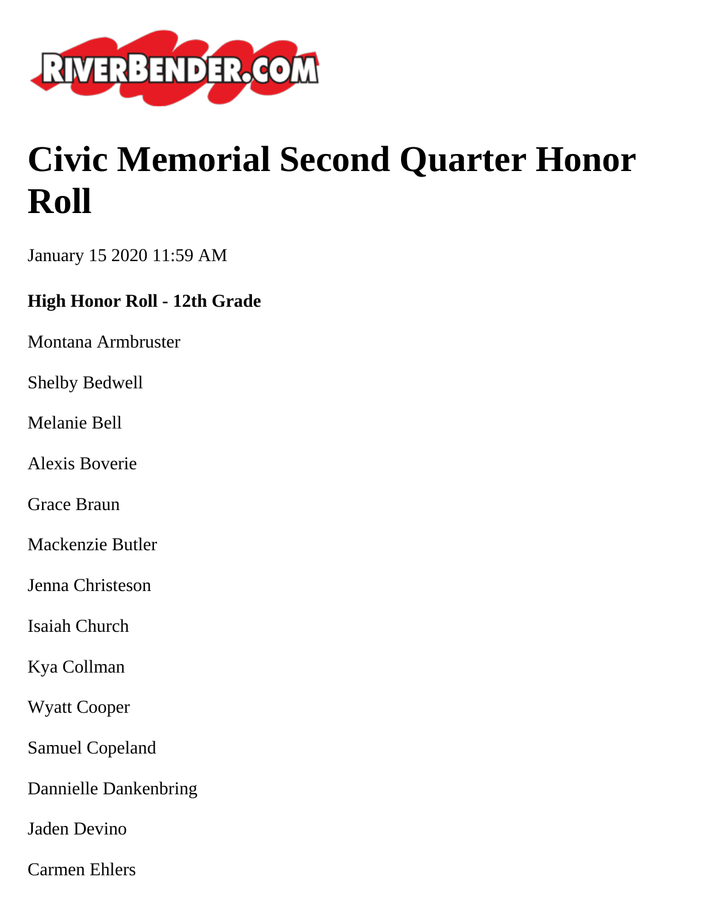# Civic Memorial Second Quarter Honor Roll

January 15 2020 11:59 AM

**High Honor Roll - 12th Grade**

Montana Armbruster

Shelby Bedwell

Melanie Bell

Alexis Boverie

Grace Braun

Mackenzie Butler

Jenna Christeson

Isaiah Church

Kya Collman

Wyatt Cooper

Samuel Copeland

Dannielle Dankenbring

Jaden Devino

Carmen Ehlers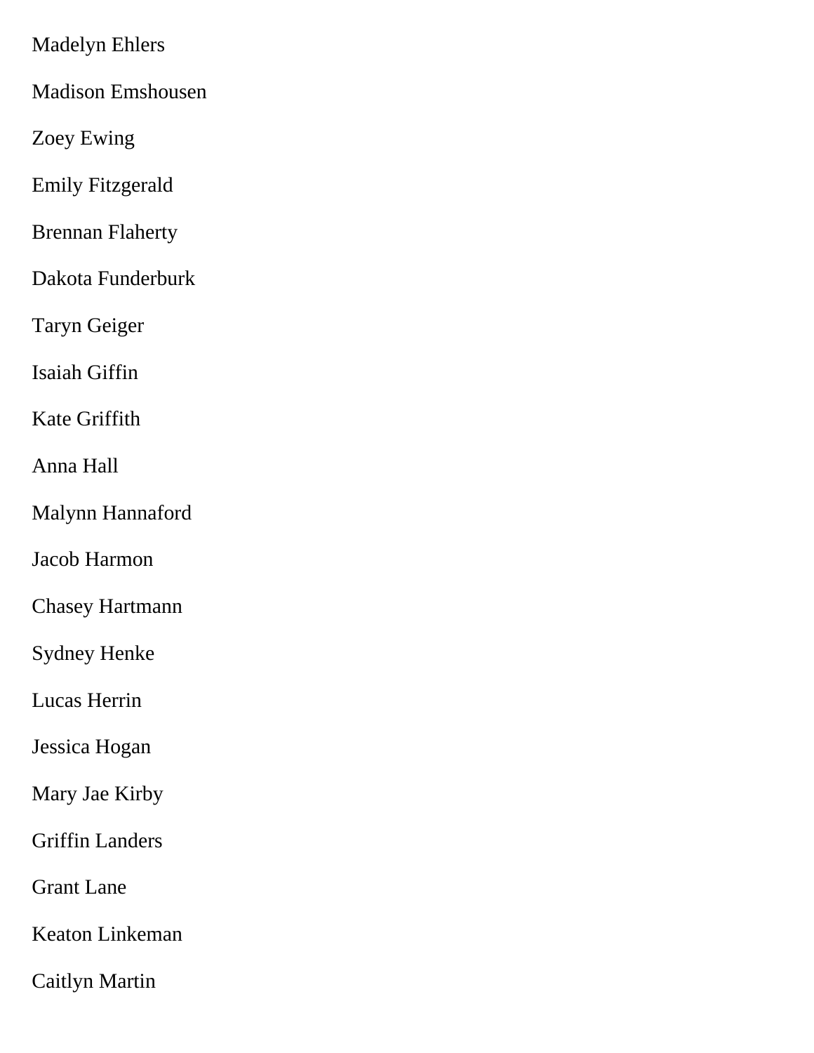Madelyn Ehlers

Madison Emshousen

Zoey Ewing

Emily Fitzgerald

Brennan Flaherty

Dakota Funderburk

Taryn Geiger

Isaiah Giffin

Kate Griffith

Anna Hall

Malynn Hannaford

Jacob Harmon

Chasey Hartmann

Sydney Henke

Lucas Herrin

Jessica Hogan

Mary Jae Kirby

Griffin Landers

Grant Lane

Keaton Linkeman

Caitlyn Martin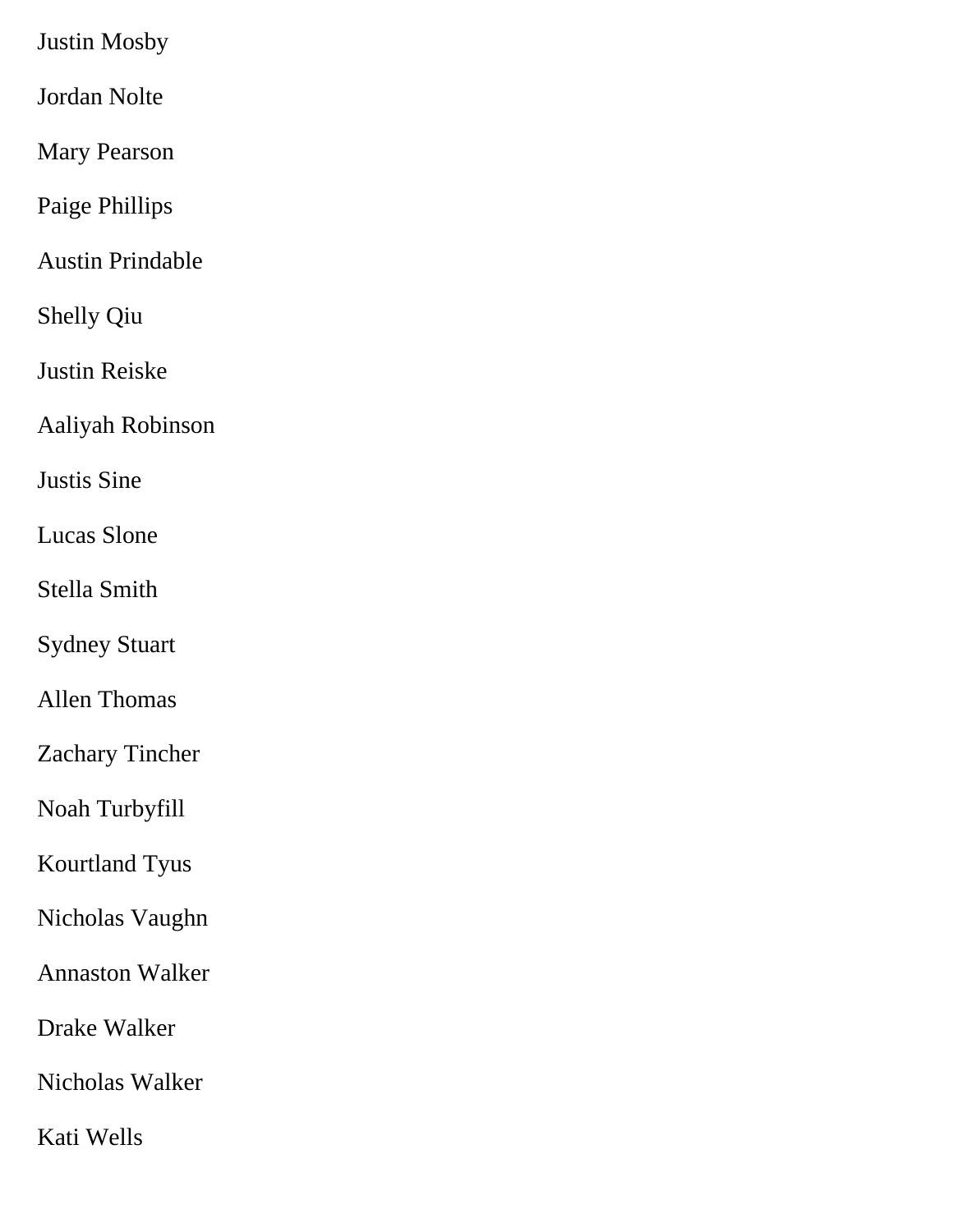Justin Mosby

Jordan Nolte

Mary Pearson

Paige Phillips

Austin Prindable

Shelly Qiu

Justin Reiske

Aaliyah Robinson

Justis Sine

Lucas Slone

Stella Smith

Sydney Stuart

Allen Thomas

Zachary Tincher

Noah Turbyfill

Kourtland Tyus

Nicholas Vaughn

Annaston Walker

Drake Walker

Nicholas Walker

Kati Wells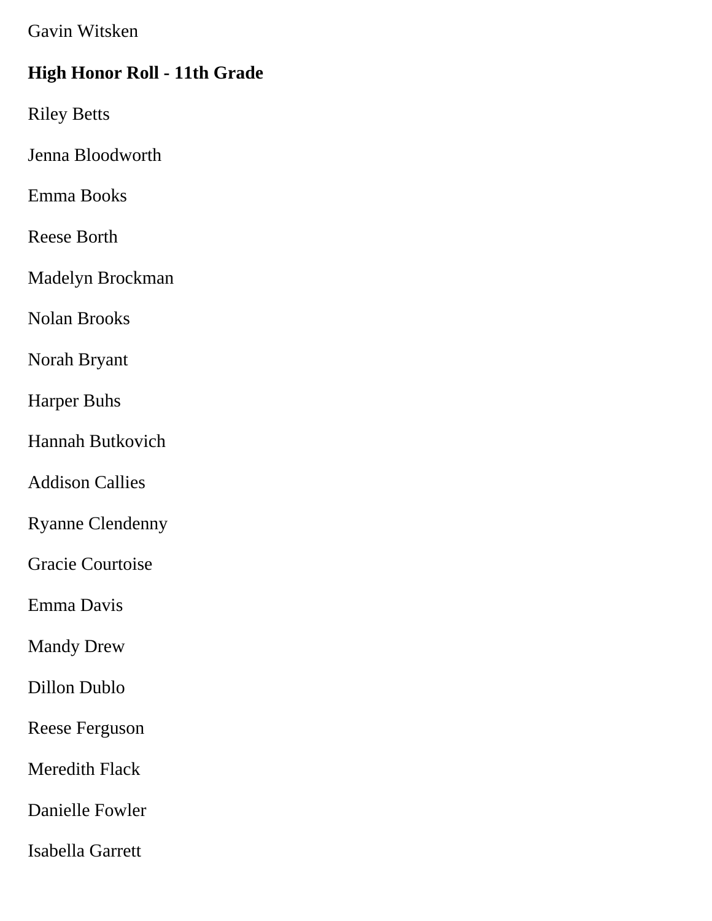Gavin Witsken

**High Honor Roll - 11th Grade**

Riley Betts

Jenna Bloodworth

Emma Books

Reese Borth

Madelyn Brockman

Nolan Brooks

Norah Bryant

Harper Buhs

Hannah Butkovich

Addison Callies

Ryanne Clendenny

Gracie Courtoise

Emma Davis

Mandy Drew

Dillon Dublo

Reese Ferguson

Meredith Flack

Danielle Fowler

Isabella Garrett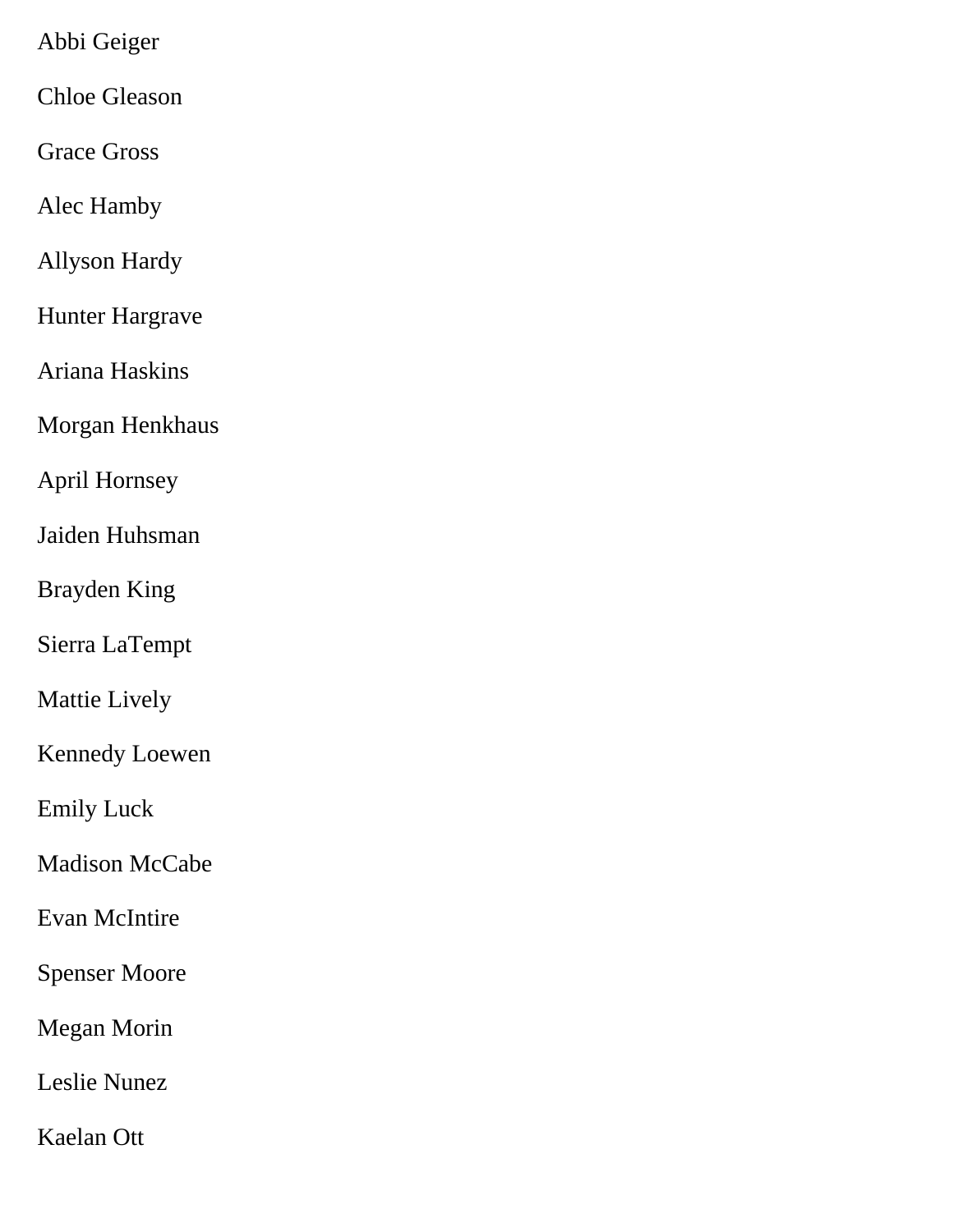Abbi Geiger

Chloe Gleason

Grace Gross

Alec Hamby

Allyson Hardy

Hunter Hargrave

Ariana Haskins

Morgan Henkhaus

April Hornsey

Jaiden Huhsman

Brayden King

Sierra LaTempt

Mattie Lively

Kennedy Loewen

Emily Luck

Madison McCabe

Evan McIntire

Spenser Moore

Megan Morin

Leslie Nunez

Kaelan Ott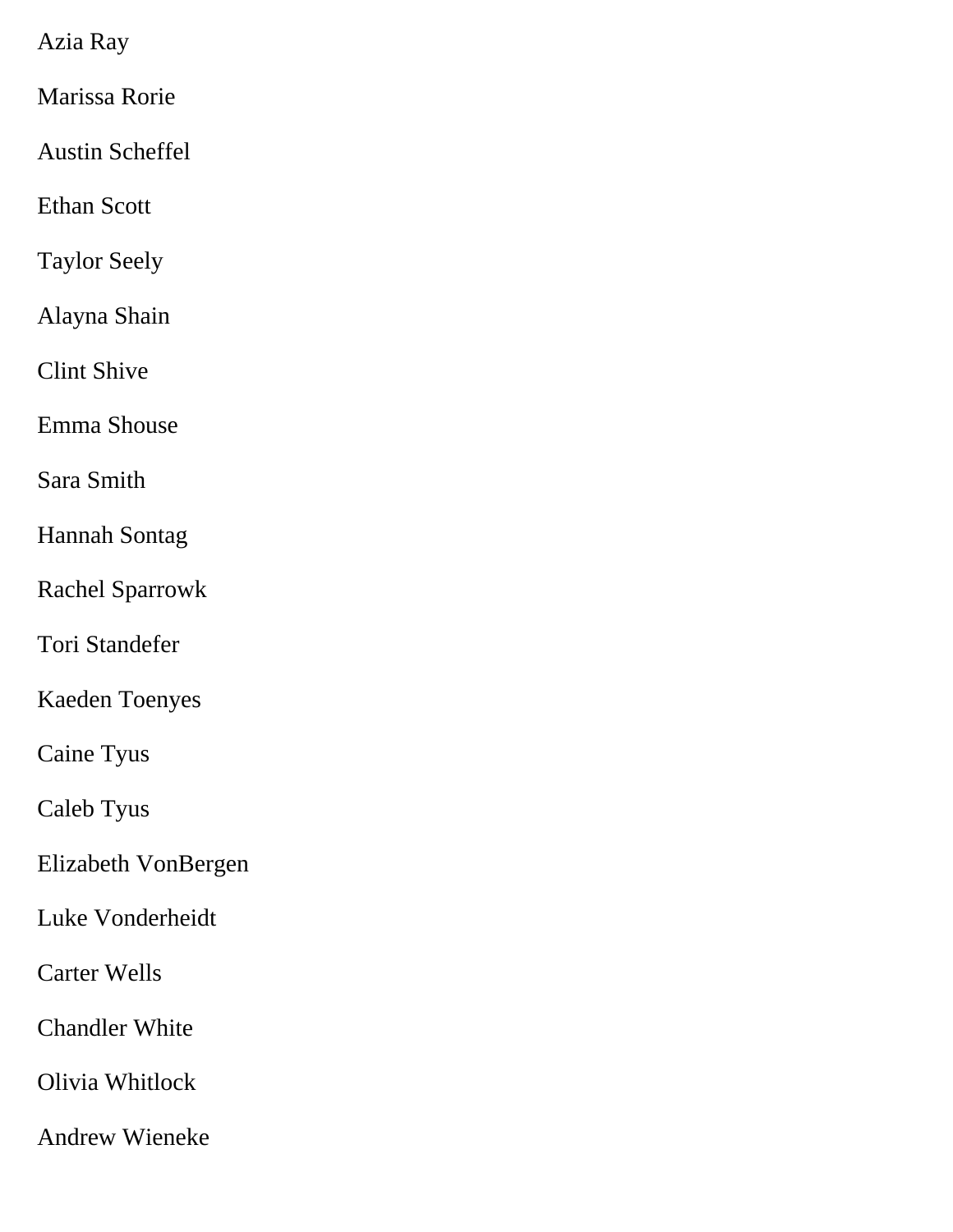Azia Ray

Marissa Rorie

Austin Scheffel

Ethan Scott

Taylor Seely

Alayna Shain

Clint Shive

Emma Shouse

Sara Smith

Hannah Sontag

Rachel Sparrowk

Tori Standefer

Kaeden Toenyes

Caine Tyus

Caleb Tyus

Elizabeth VonBergen

Luke Vonderheidt

Carter Wells

Chandler White

Olivia Whitlock

Andrew Wieneke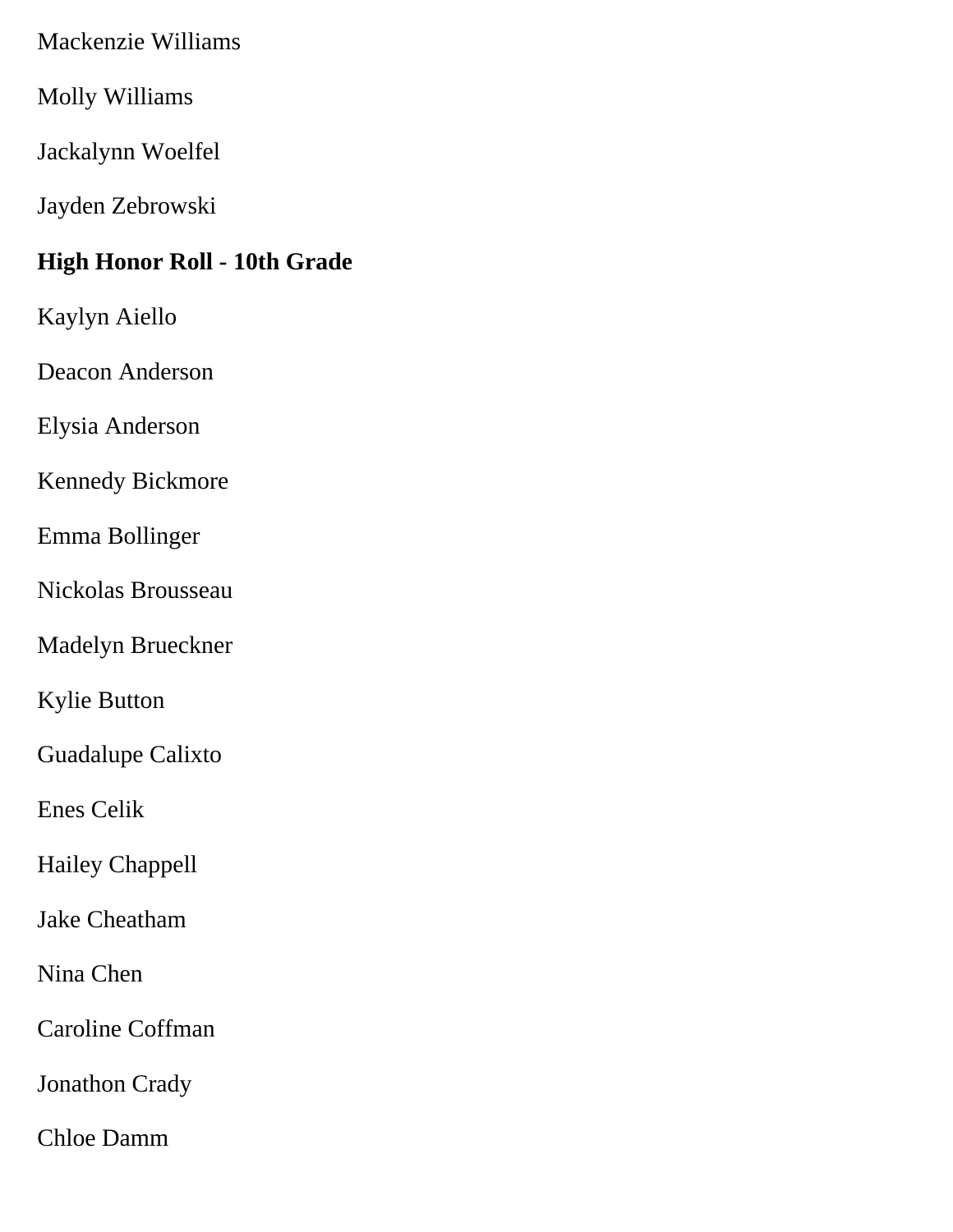Mackenzie Williams

Molly Williams

Jackalynn Woelfel

Jayden Zebrowski

**High Honor Roll - 10th Grade**

Kaylyn Aiello

Deacon Anderson

Elysia Anderson

Kennedy Bickmore

Emma Bollinger

Nickolas Brousseau

Madelyn Brueckner

Kylie Button

Guadalupe Calixto

Enes Celik

Hailey Chappell

Jake Cheatham

Nina Chen

Caroline Coffman

Jonathon Crady

Chloe Damm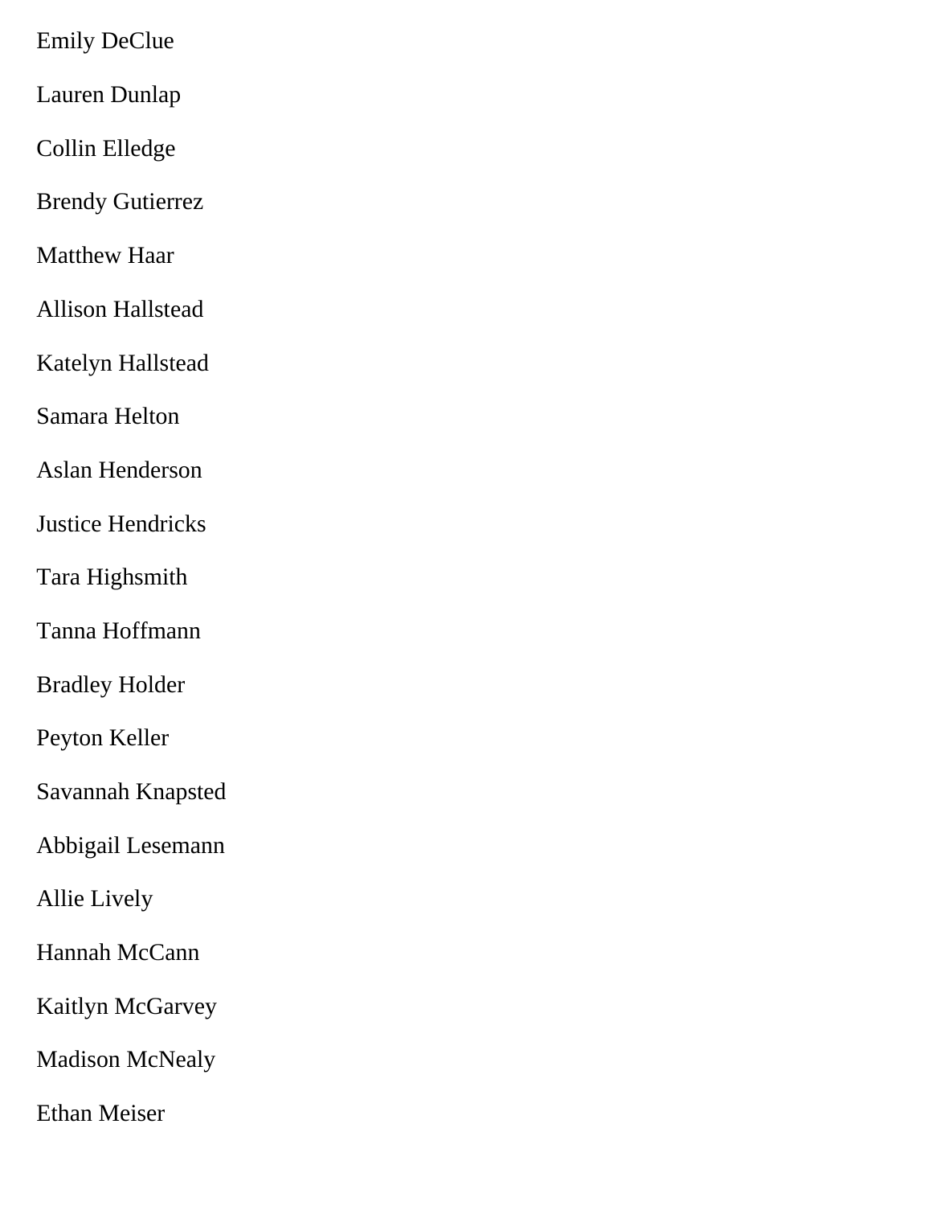Emily DeClue

Lauren Dunlap

Collin Elledge

Brendy Gutierrez

Matthew Haar

Allison Hallstead

Katelyn Hallstead

Samara Helton

Aslan Henderson

Justice Hendricks

Tara Highsmith

Tanna Hoffmann

Bradley Holder

Peyton Keller

Savannah Knapsted

Abbigail Lesemann

Allie Lively

Hannah McCann

Kaitlyn McGarvey

Madison McNealy

Ethan Meiser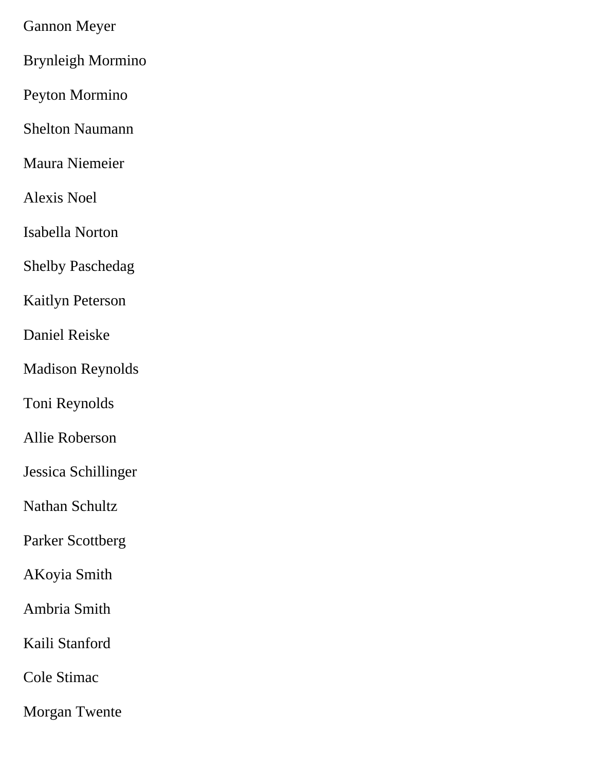Gannon Meyer

Brynleigh Mormino

Peyton Mormino

Shelton Naumann

Maura Niemeier

Alexis Noel

Isabella Norton

Shelby Paschedag

Kaitlyn Peterson

Daniel Reiske

Madison Reynolds

Toni Reynolds

Allie Roberson

Jessica Schillinger

Nathan Schultz

Parker Scottberg

AKoyia Smith

Ambria Smith

Kaili Stanford

Cole Stimac

Morgan Twente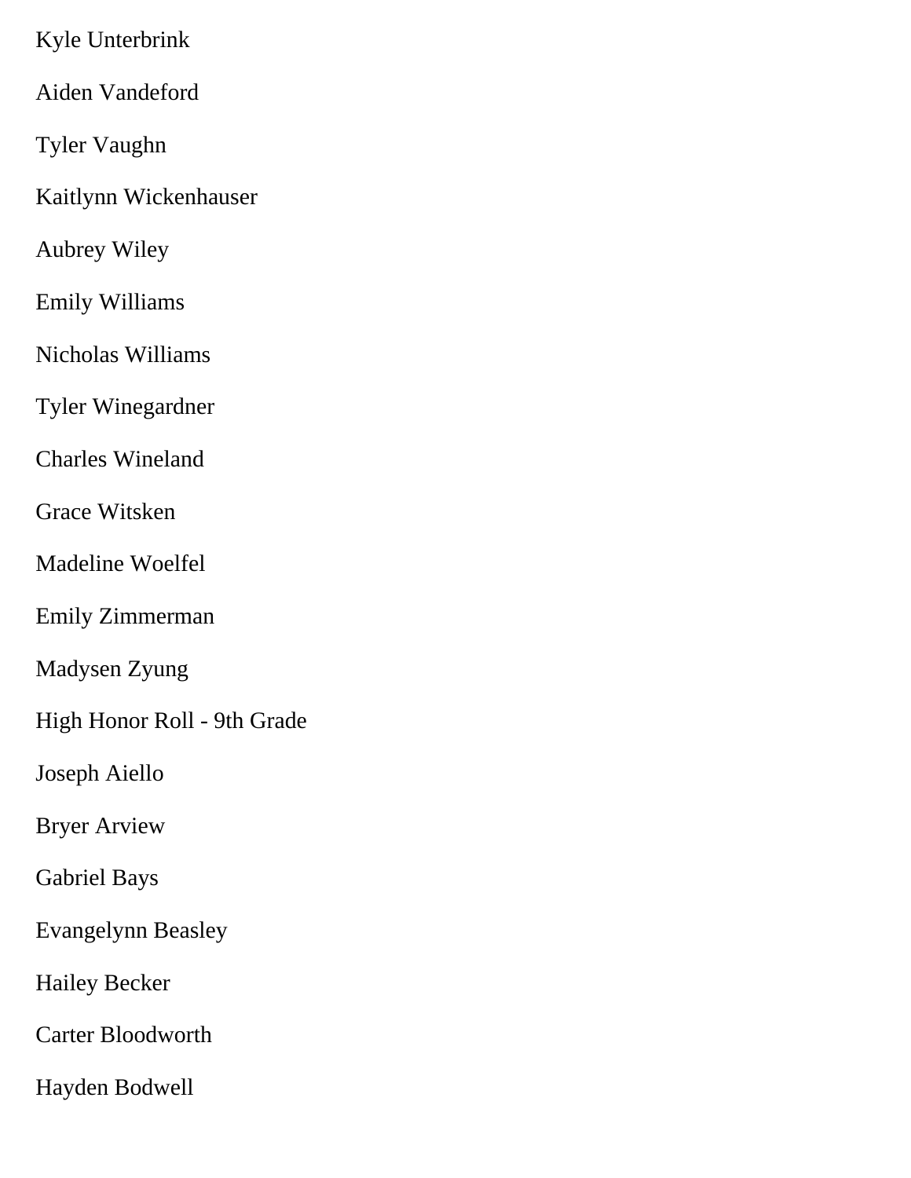Kyle Unterbrink

Aiden Vandeford

Tyler Vaughn

Kaitlynn Wickenhauser

Aubrey Wiley

Emily Williams

Nicholas Williams

Tyler Winegardner

Charles Wineland

Grace Witsken

Madeline Woelfel

Emily Zimmerman

Madysen Zyung

High Honor Roll - 9th Grade

Joseph Aiello

Bryer Arview

Gabriel Bays

Evangelynn Beasley

Hailey Becker

Carter Bloodworth

Hayden Bodwell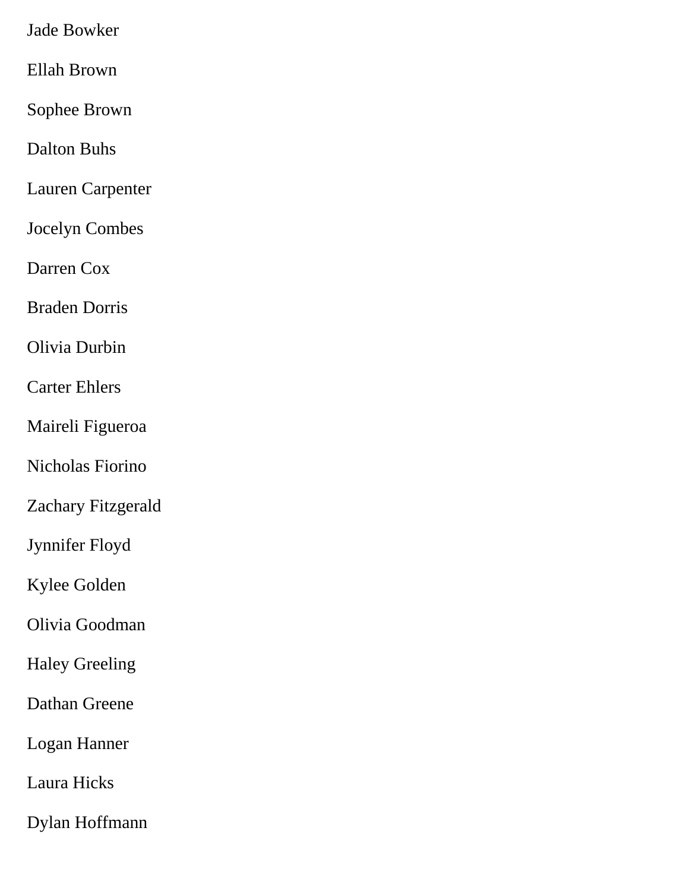Jade Bowker

Ellah Brown

Sophee Brown

Dalton Buhs

Lauren Carpenter

Jocelyn Combes

Darren Cox

Braden Dorris

Olivia Durbin

Carter Ehlers

Maireli Figueroa

Nicholas Fiorino

Zachary Fitzgerald

Jynnifer Floyd

Kylee Golden

Olivia Goodman

Haley Greeling

Dathan Greene

Logan Hanner

Laura Hicks

Dylan Hoffmann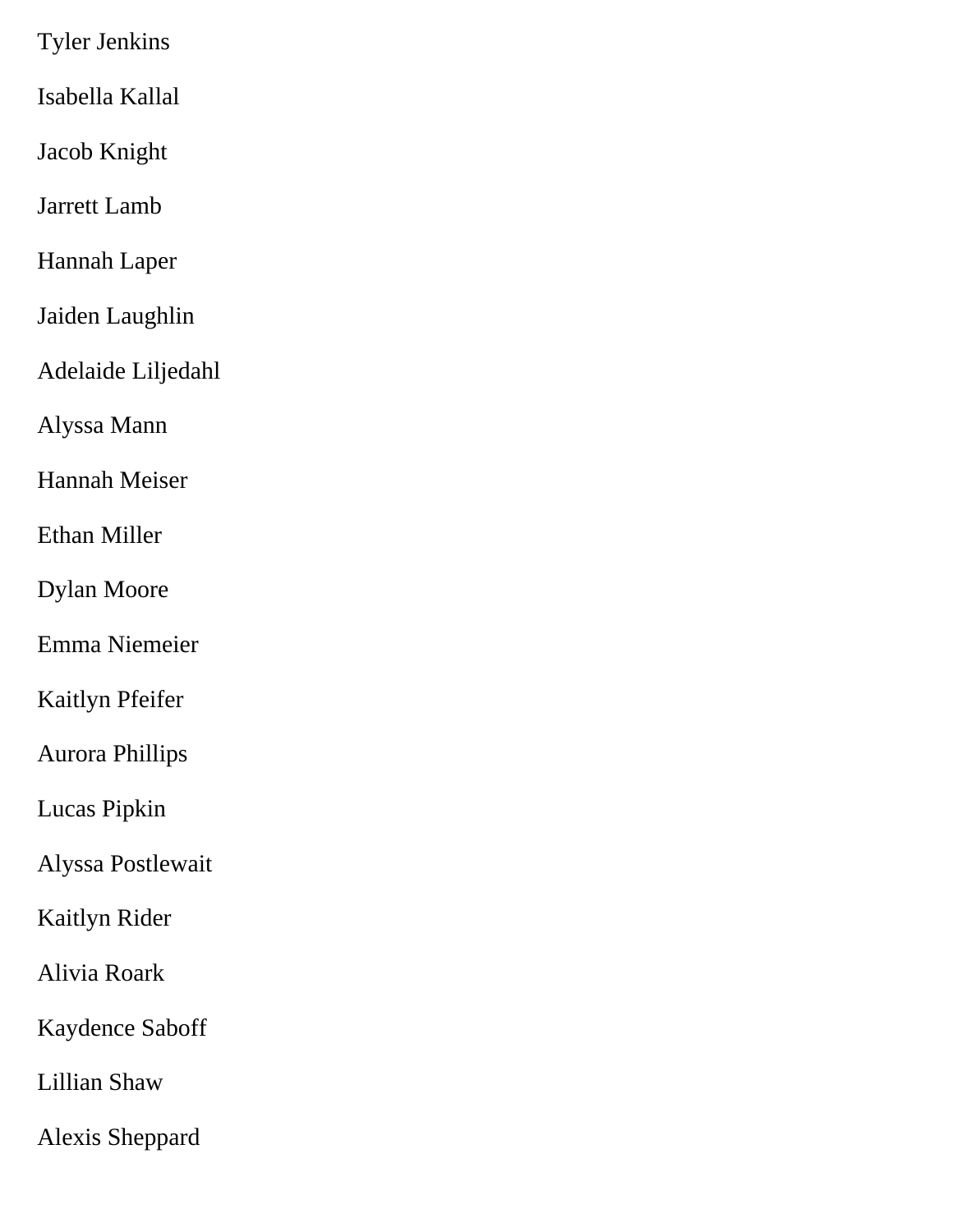Tyler Jenkins

Isabella Kallal

Jacob Knight

Jarrett Lamb

Hannah Laper

Jaiden Laughlin

Adelaide Liljedahl

Alyssa Mann

Hannah Meiser

Ethan Miller

Dylan Moore

Emma Niemeier

Kaitlyn Pfeifer

Aurora Phillips

Lucas Pipkin

Alyssa Postlewait

Kaitlyn Rider

Alivia Roark

Kaydence Saboff

Lillian Shaw

Alexis Sheppard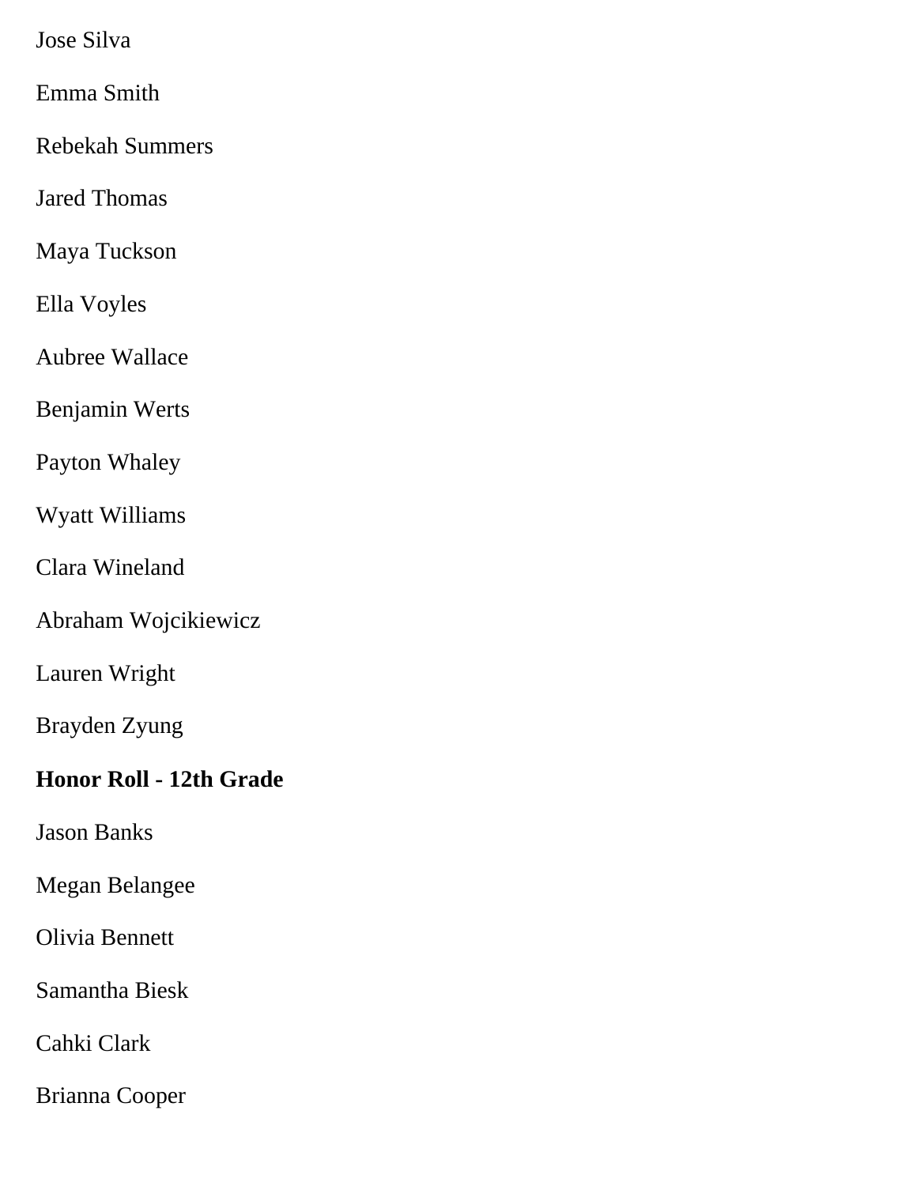Jose Silva

Emma Smith

Rebekah Summers

Jared Thomas

Maya Tuckson

Ella Voyles

Aubree Wallace

Benjamin Werts

Payton Whaley

Wyatt Williams

Clara Wineland

Abraham Wojcikiewicz

Lauren Wright

Brayden Zyung

**Honor Roll - 12th Grade**

Jason Banks

Megan Belangee

Olivia Bennett

Samantha Biesk

Cahki Clark

Brianna Cooper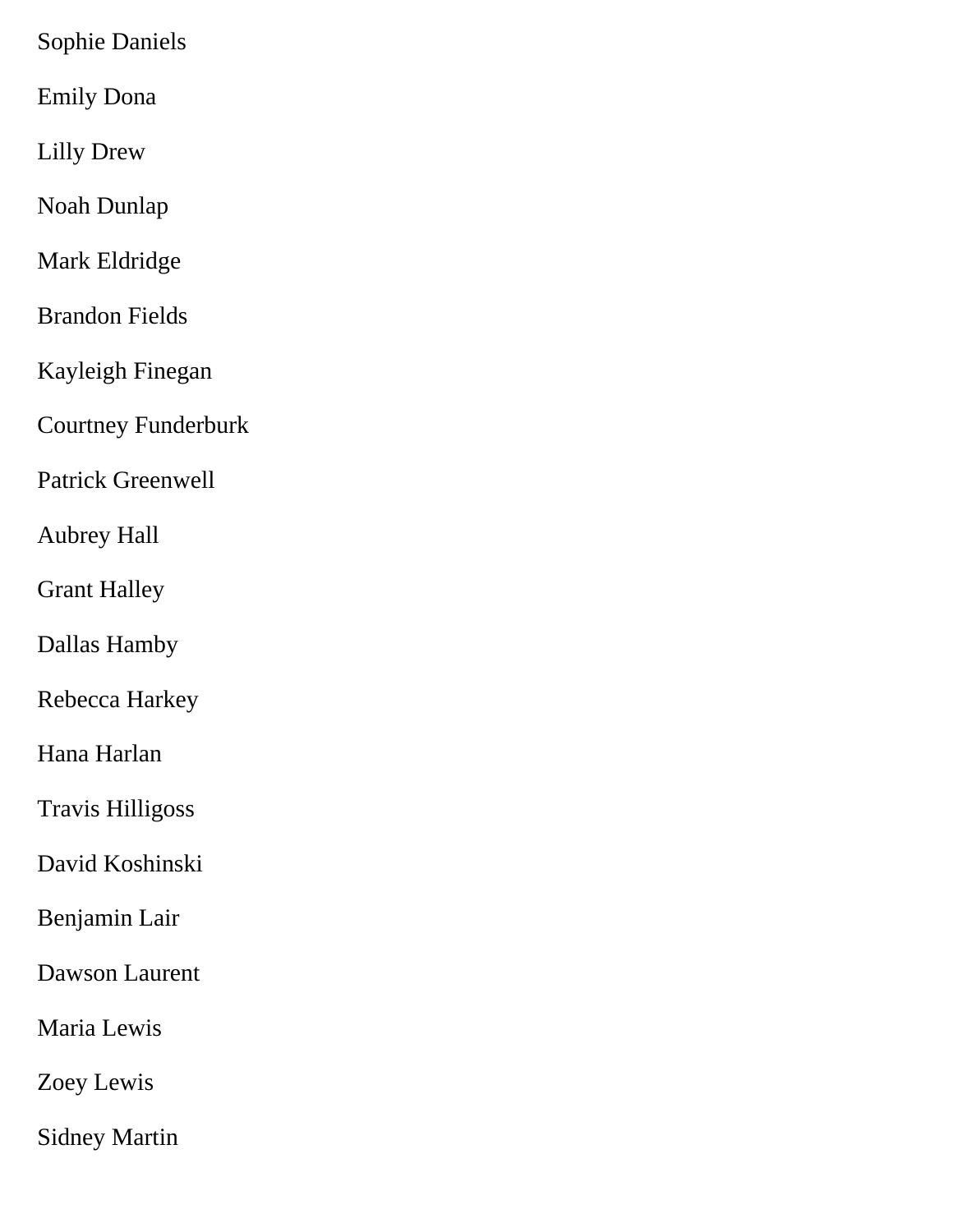Sophie Daniels

Emily Dona

Lilly Drew

Noah Dunlap

Mark Eldridge

Brandon Fields

Kayleigh Finegan

Courtney Funderburk

Patrick Greenwell

Aubrey Hall

Grant Halley

Dallas Hamby

Rebecca Harkey

Hana Harlan

Travis Hilligoss

David Koshinski

Benjamin Lair

Dawson Laurent

Maria Lewis

Zoey Lewis

Sidney Martin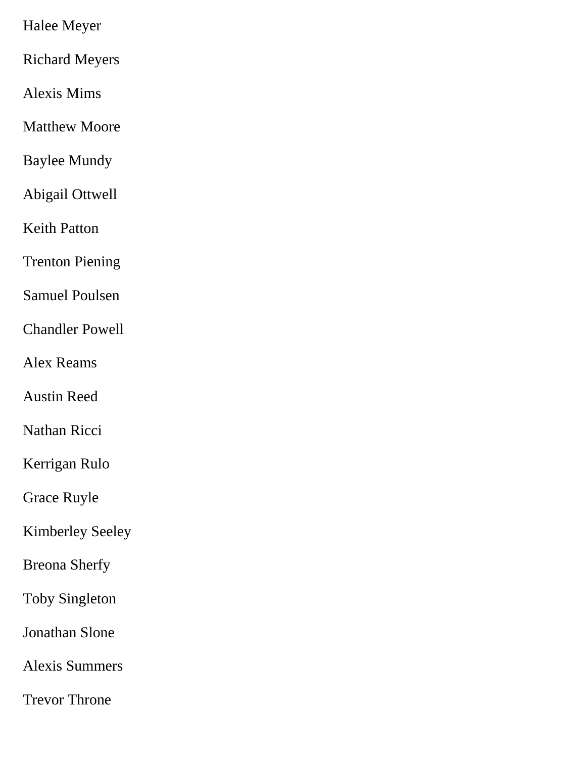Halee Meyer

Richard Meyers

Alexis Mims

Matthew Moore

Baylee Mundy

Abigail Ottwell

Keith Patton

Trenton Piening

Samuel Poulsen

Chandler Powell

Alex Reams

Austin Reed

Nathan Ricci

Kerrigan Rulo

Grace Ruyle

Kimberley Seeley

Breona Sherfy

Toby Singleton

Jonathan Slone

Alexis Summers

Trevor Throne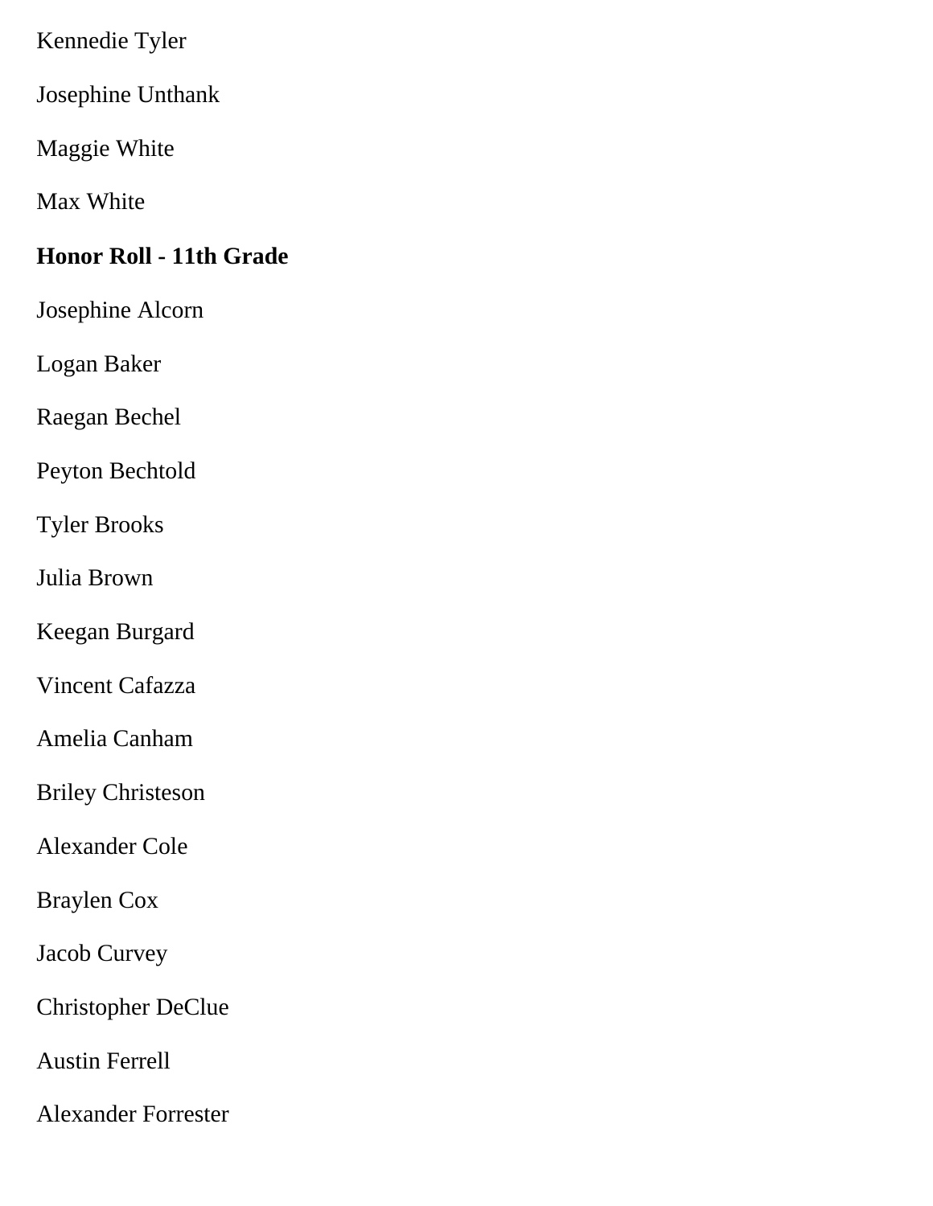Kennedie Tyler

Josephine Unthank

Maggie White

Max White

**Honor Roll - 11th Grade**

Josephine Alcorn

Logan Baker

Raegan Bechel

Peyton Bechtold

Tyler Brooks

Julia Brown

Keegan Burgard

Vincent Cafazza

Amelia Canham

Briley Christeson

Alexander Cole

Braylen Cox

Jacob Curvey

Christopher DeClue

Austin Ferrell

Alexander Forrester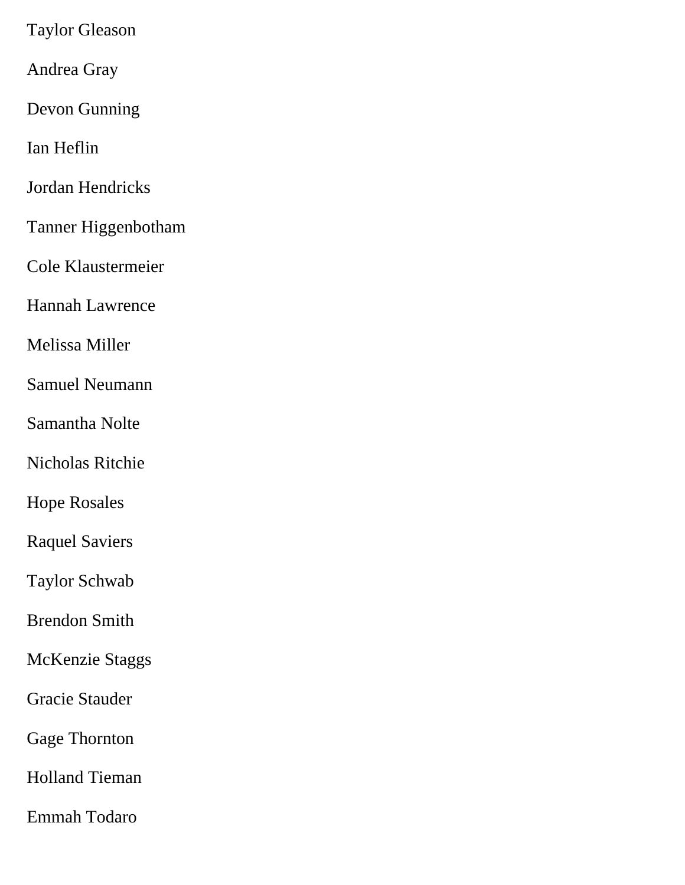Taylor Gleason

Andrea Gray

Devon Gunning

Ian Heflin

Jordan Hendricks

Tanner Higgenbotham

Cole Klaustermeier

Hannah Lawrence

Melissa Miller

Samuel Neumann

Samantha Nolte

Nicholas Ritchie

Hope Rosales

Raquel Saviers

Taylor Schwab

Brendon Smith

McKenzie Staggs

Gracie Stauder

Gage Thornton

Holland Tieman

Emmah Todaro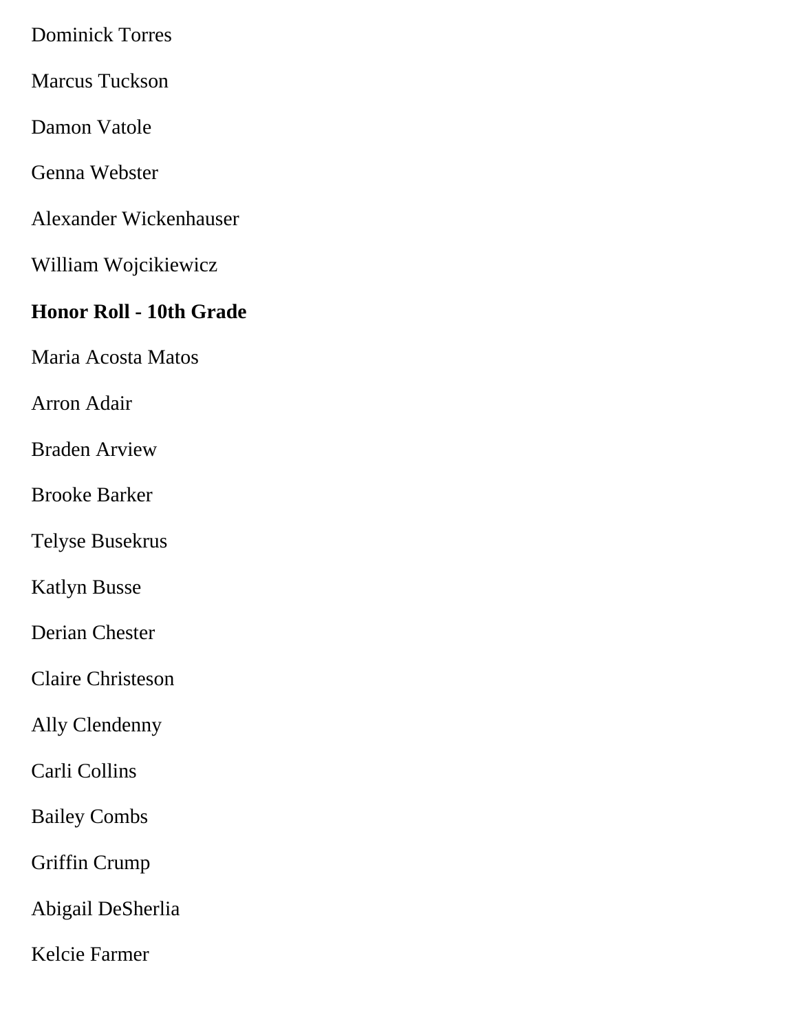Dominick Torres

Marcus Tuckson

Damon Vatole

Genna Webster

Alexander Wickenhauser

William Wojcikiewicz

**Honor Roll - 10th Grade**

Maria Acosta Matos

Arron Adair

Braden Arview

Brooke Barker

Telyse Busekrus

Katlyn Busse

Derian Chester

Claire Christeson

Ally Clendenny

Carli Collins

Bailey Combs

Griffin Crump

Abigail DeSherlia

Kelcie Farmer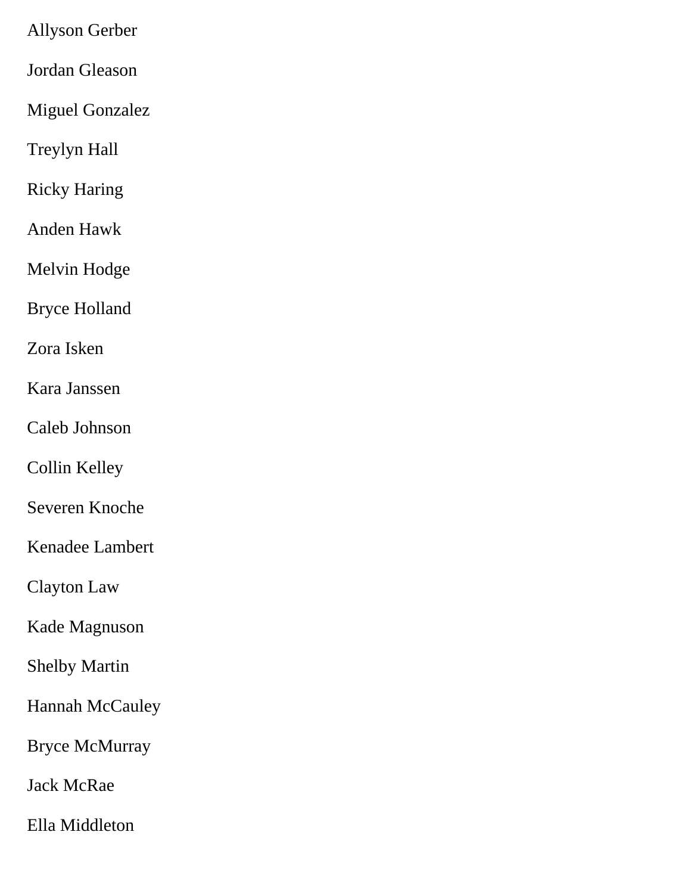Allyson Gerber

Jordan Gleason

Miguel Gonzalez

Treylyn Hall

Ricky Haring

Anden Hawk

Melvin Hodge

Bryce Holland

Zora Isken

Kara Janssen

Caleb Johnson

Collin Kelley

Severen Knoche

Kenadee Lambert

Clayton Law

Kade Magnuson

Shelby Martin

Hannah McCauley

Bryce McMurray

Jack McRae

Ella Middleton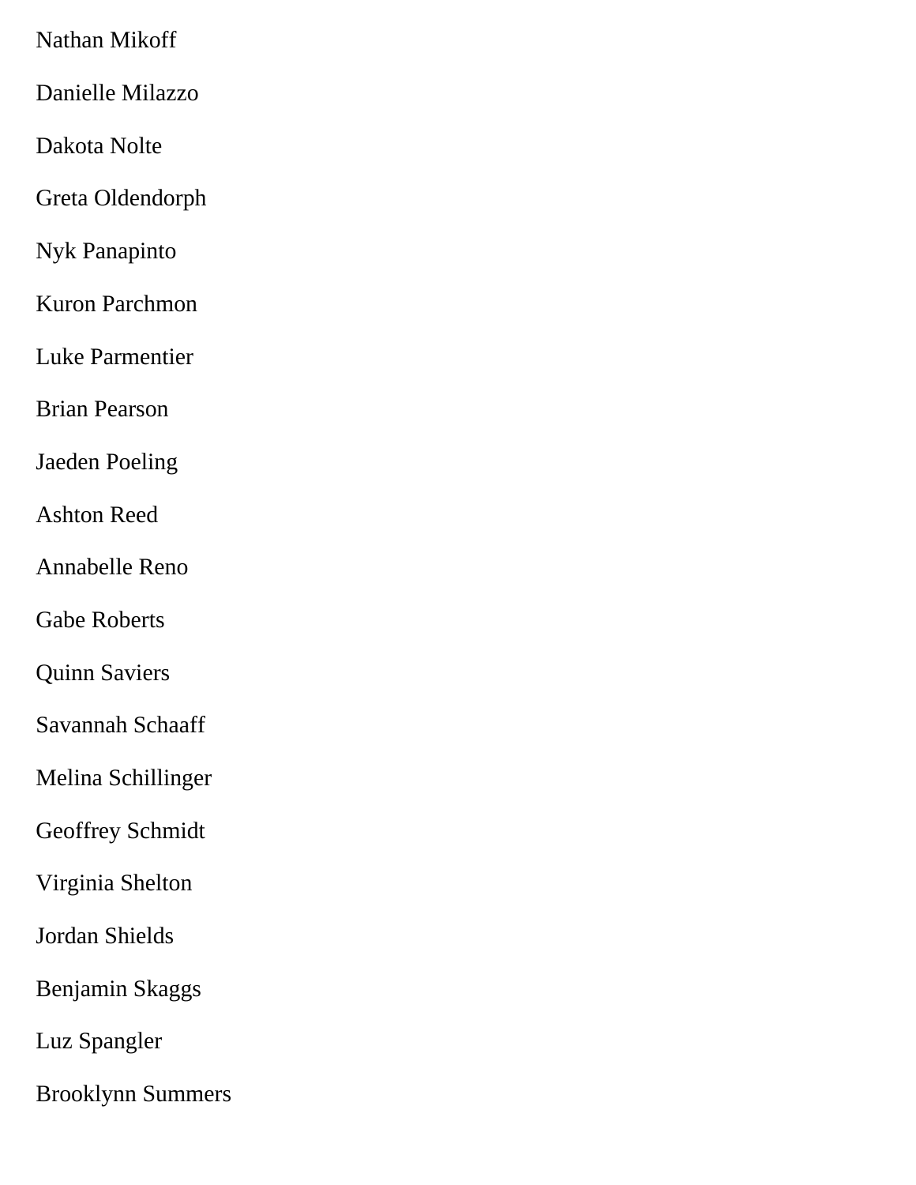Nathan Mikoff

Danielle Milazzo

Dakota Nolte

Greta Oldendorph

Nyk Panapinto

Kuron Parchmon

Luke Parmentier

Brian Pearson

Jaeden Poeling

Ashton Reed

Annabelle Reno

Gabe Roberts

Quinn Saviers

Savannah Schaaff

Melina Schillinger

Geoffrey Schmidt

Virginia Shelton

Jordan Shields

Benjamin Skaggs

Luz Spangler

Brooklynn Summers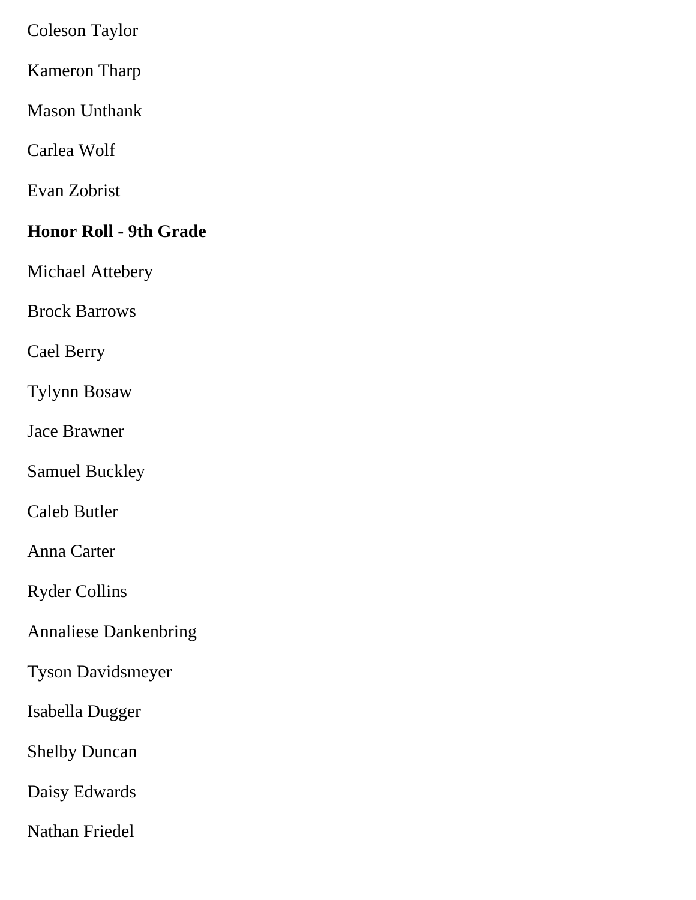Coleson Taylor

Kameron Tharp

Mason Unthank

Carlea Wolf

Evan Zobrist

**Honor Roll - 9th Grade**

Michael Attebery

Brock Barrows

Cael Berry

Tylynn Bosaw

Jace Brawner

Samuel Buckley

Caleb Butler

Anna Carter

Ryder Collins

Annaliese Dankenbring

Tyson Davidsmeyer

Isabella Dugger

Shelby Duncan

Daisy Edwards

Nathan Friedel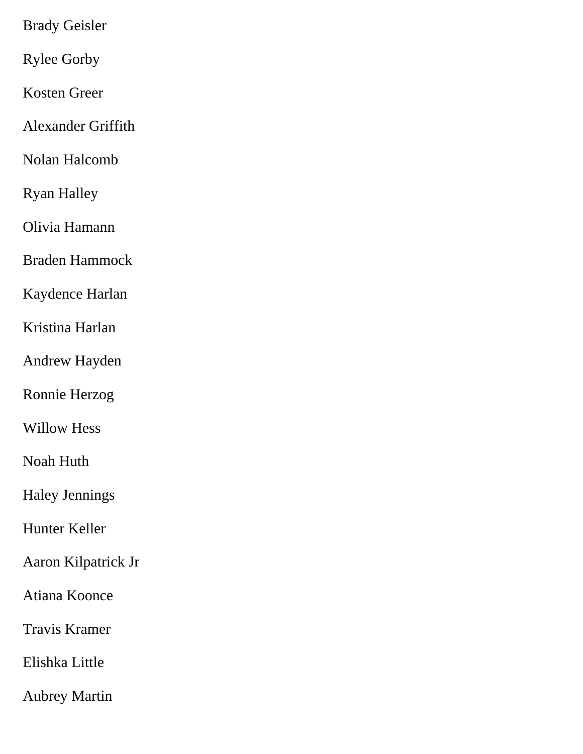Brady Geisler

Rylee Gorby

Kosten Greer

Alexander Griffith

Nolan Halcomb

Ryan Halley

Olivia Hamann

Braden Hammock

Kaydence Harlan

Kristina Harlan

Andrew Hayden

Ronnie Herzog

Willow Hess

Noah Huth

Haley Jennings

Hunter Keller

Aaron Kilpatrick Jr

Atiana Koonce

Travis Kramer

Elishka Little

Aubrey Martin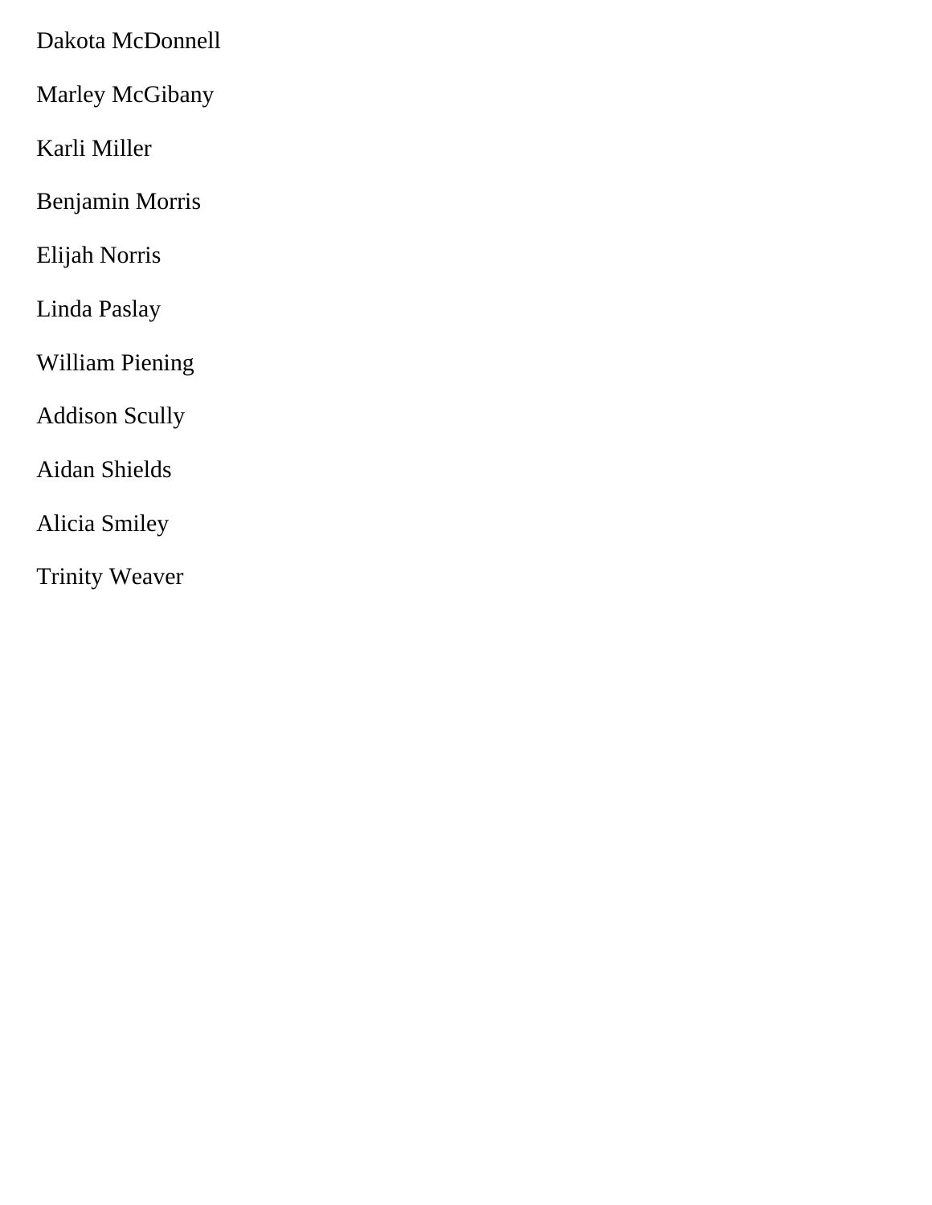Dakota McDonnell

Marley McGibany

Karli Miller

Benjamin Morris

Elijah Norris

Linda Paslay

William Piening

Addison Scully

Aidan Shields

Alicia Smiley

Trinity Weaver